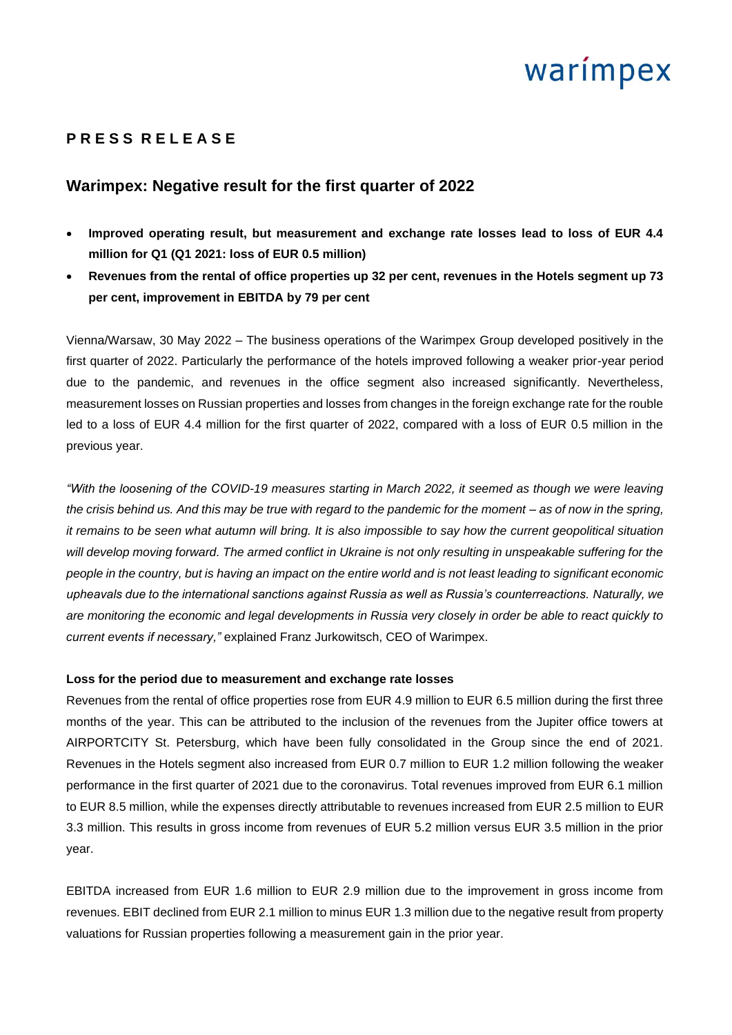warimpex

**P R E S S R E L E A S E**

## Warimpex: Negative result for the first quarter of 2022

- **Improved operating result, but measurement and exchange rate losses lead to loss of EUR 4.4 million for Q1 (Q1 2021: loss of EUR 0.5 million)**
- **Revenues from the rental of office properties up 32 per cent, revenues in the Hotels segment up 73 per cent, improvement in EBITDA by 79 per cent**

Vienna/Warsaw, 30 May 2022 – The business operations of the Warimpex Group developed positively in the first quarter of 2022. Particularly the performance of the hotels improved following a weaker prior-year period due to the pandemic, and revenues in the office segment also increased significantly. Nevertheless, measurement losses on Russian properties and losses from changes in the foreign exchange rate for the rouble led to a loss of EUR 4.4 million for the first quarter of 2022, compared with a loss of EUR 0.5 million in the previous year.

*"With the loosening of the COVID-19 measures starting in March 2022, it seemed as though we were leaving the crisis behind us. And this may be true with regard to the pandemic for the moment – as of now in the spring, it remains to be seen what autumn will bring. It is also impossible to say how the current geopolitical situation will develop moving forward. The armed conflict in Ukraine is not only resulting in unspeakable suffering for the people in the country, but is having an impact on the entire world and is not least leading to significant economic upheavals due to the international sanctions against Russia as well as Russia's counterreactions. Naturally, we are monitoring the economic and legal developments in Russia very closely in order be able to react quickly to current events if necessary,"* explained Franz Jurkowitsch, CEO of Warimpex.

**Loss for the period due to measurement and exchange rate losses**

Revenues from the rental of office properties rose from EUR 4.9 million to EUR 6.5 million during the first three months of the year. This can be attributed to the inclusion of the revenues from the Jupiter office towers at AIRPORTCITY St. Petersburg, which have been fully consolidated in the Group since the end of 2021. Revenues in the Hotels segment also increased from EUR 0.7 million to EUR 1.2 million following the weaker performance in the first quarter of 2021 due to the coronavirus. Total revenues improved from EUR 6.1 million to EUR 8.5 million, while the expenses directly attributable to revenues increased from EUR 2.5 million to EUR 3.3 million. This results in gross income from revenues of EUR 5.2 million versus EUR 3.5 million in the prior year.

EBITDA increased from EUR 1.6 million to EUR 2.9 million due to the improvement in gross income from revenues. EBIT declined from EUR 2.1 million to minus EUR 1.3 million due to the negative result from property valuations for Russian properties following a measurement gain in the prior year.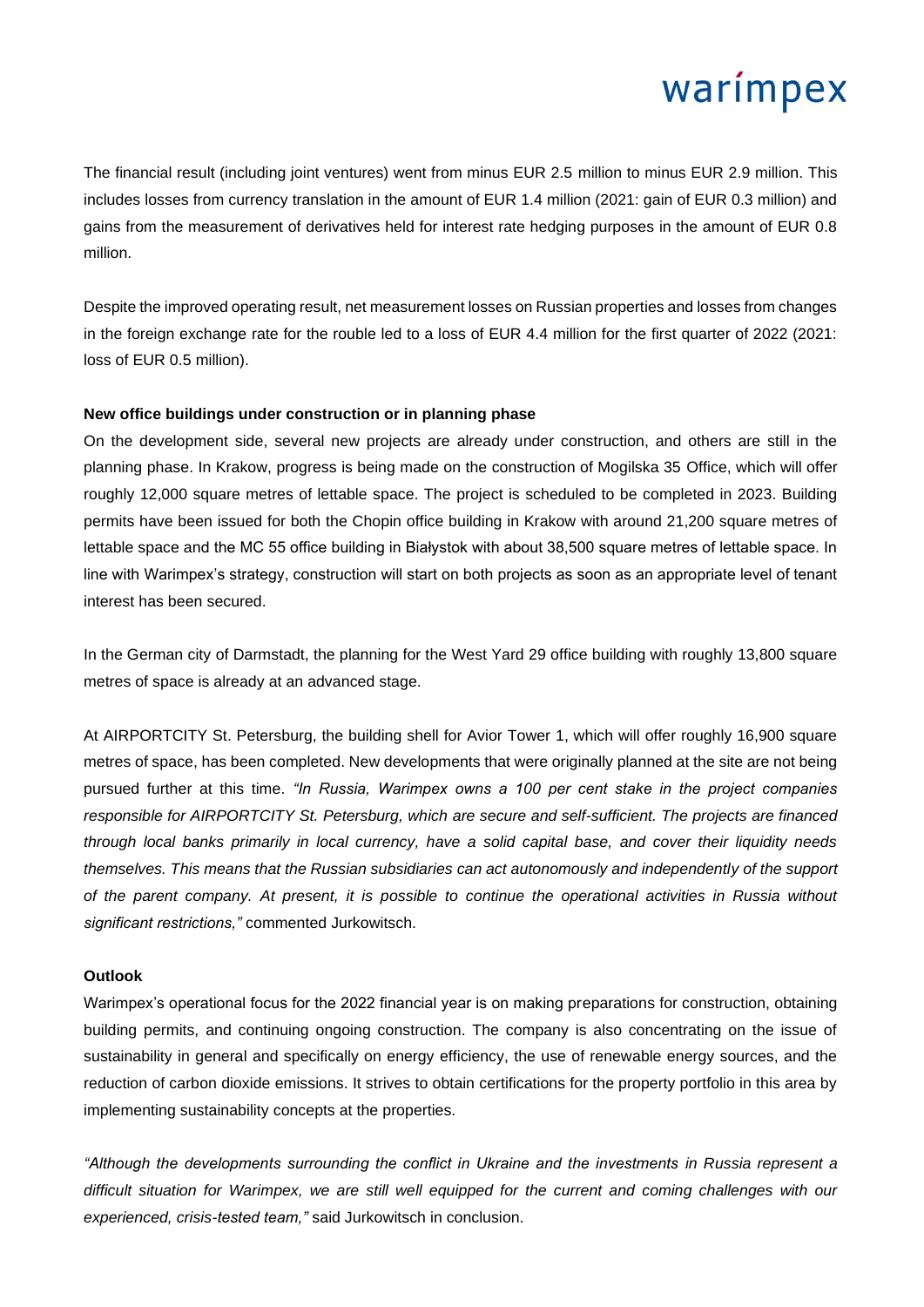The financial result (including joint ventures) went from minus EUR 2.5 million to minus EUR 2.9 million. This includes losses from currency translation in the amount of EUR 1.4 million (2021: gain of EUR 0.3 million) and gains from the measurement of derivatives held for interest rate hedging purposes in the amount of EUR 0.8 million.

Despite the improved operating result, net measurement losses on Russian properties and losses from changes in the foreign exchange rate for the rouble led to a loss of EUR 4.4 million for the first quarter of 2022 (2021: loss of EUR 0.5 million).

**New office buildings under construction or in planning phase**

On the development side, several new projects are already under construction, and others are still in the planning phase. In Krakow, progress is being made on the construction of Mogilska 35 Office, which will offer roughly 12,000 square metres of lettable space. The project is scheduled to be completed in 2023. Building permits have been issued for both the Chopin office building in Krakow with around 21,200 square metres of lettable space and the MC 55 office building in Białystok with about 38,500 square metres of lettable space. In line with Warimpex's strategy, construction will start on both projects as soon as an appropriate level of tenant interest has been secured.

In the German city of Darmstadt, the planning for the West Yard 29 office building with roughly 13,800 square metres of space is already at an advanced stage.

At AIRPORTCITY St. Petersburg, the building shell for Avior Tower 1, which will offer roughly 16,900 square metres of space, has been completed. New developments that were originally planned at the site are not being pursued further at this time. *"In Russia, Warimpex owns a 100 per cent stake in the project companies responsible for AIRPORTCITY St. Petersburg, which are secure and self-sufficient. The projects are financed through local banks primarily in local currency, have a solid capital base, and cover their liquidity needs themselves. This means that the Russian subsidiaries can act autonomously and independently of the support of the parent company. At present, it is possible to continue the operational activities in Russia without significant restrictions,"* commented Jurkowitsch.

**Outlook**

Warimpex's operational focus for the 2022 financial year is on making preparations for construction, obtaining building permits, and continuing ongoing construction. The company is also concentrating on the issue of sustainability in general and specifically on energy efficiency, the use of renewable energy sources, and the reduction of carbon dioxide emissions. It strives to obtain certifications for the property portfolio in this area by implementing sustainability concepts at the properties.

*"Although the developments surrounding the conflict in Ukraine and the investments in Russia represent a difficult situation for Warimpex, we are still well equipped for the current and coming challenges with our experienced, crisis-tested team,"* said Jurkowitsch in conclusion.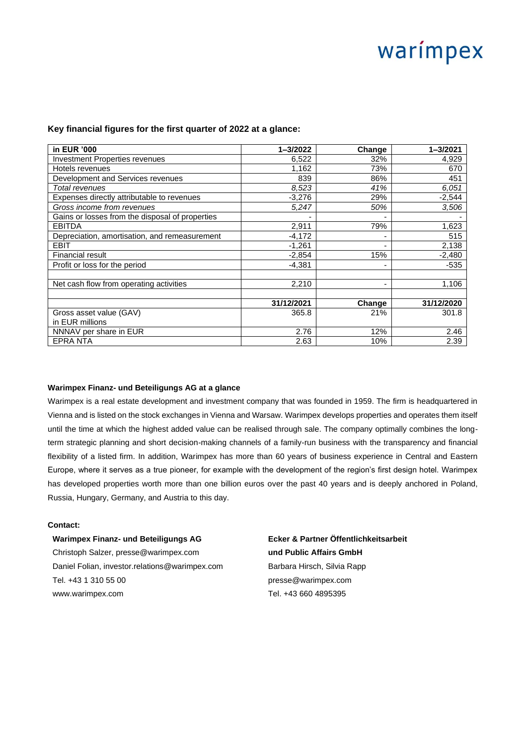### Key financial figures for the first quarter of 2022 at a glance:

| in EUR '000 | 1–3/2022 | Change | 1–3/2021 |
|---|---|---|---|
| Investment Properties revenues | 6,522 | 32% | 4,929 |
| Hotels revenues | 1,162 | 73% | 670 |
| Development and Services revenues | 839 | 86% | 451 |
| *Total revenues* | *8,523* | *41%* | *6,051* |
| Expenses directly attributable to revenues | -3,276 | 29% | -2,544 |
| *Gross income from revenues* | *5,247* | *50%* | *3,506* |
| Gains or losses from the disposal of properties | - | - | - |
| EBITDA | 2,911 | 79% | 1,623 |
| Depreciation, amortisation, and remeasurement | -4,172 | - | 515 |
| EBIT | -1,261 | - | 2,138 |
| Financial result | -2,854 | 15% | -2,480 |
| Profit or loss for the period | -4,381 | - | -535 |
| | | | |
| Net cash flow from operating activities | 2,210 | - | 1,106 |
| | | | |
| | **31/12/2021** | **Change** | **31/12/2020** |
| Gross asset value (GAV) in EUR millions | 365.8 | 21% | 301.8 |
| NNNAV per share in EUR | 2.76 | 12% | 2.46 |
| EPRA NTA | 2.63 | 10% | 2.39 |

**Warimpex Finanz- und Beteiligungs AG at a glance**

Warimpex is a real estate development and investment company that was founded in 1959. The firm is headquartered in Vienna and is listed on the stock exchanges in Vienna and Warsaw. Warimpex develops properties and operates them itself until the time at which the highest added value can be realised through sale. The company optimally combines the long-term strategic planning and short decision-making channels of a family-run business with the transparency and financial flexibility of a listed firm. In addition, Warimpex has more than 60 years of business experience in Central and Eastern Europe, where it serves as a true pioneer, for example with the development of the region's first design hotel. Warimpex has developed properties worth more than one billion euros over the past 40 years and is deeply anchored in Poland, Russia, Hungary, Germany, and Austria to this day.

**Contact:**

**Warimpex Finanz- und Beteiligungs AG**
Christoph Salzer, presse@warimpex.com
Daniel Folian, investor.relations@warimpex.com
Tel. +43 1 310 55 00
www.warimpex.com

**Ecker & Partner Öffentlichkeitsarbeit und Public Affairs GmbH**
Barbara Hirsch, Silvia Rapp
presse@warimpex.com
Tel. +43 660 4895395